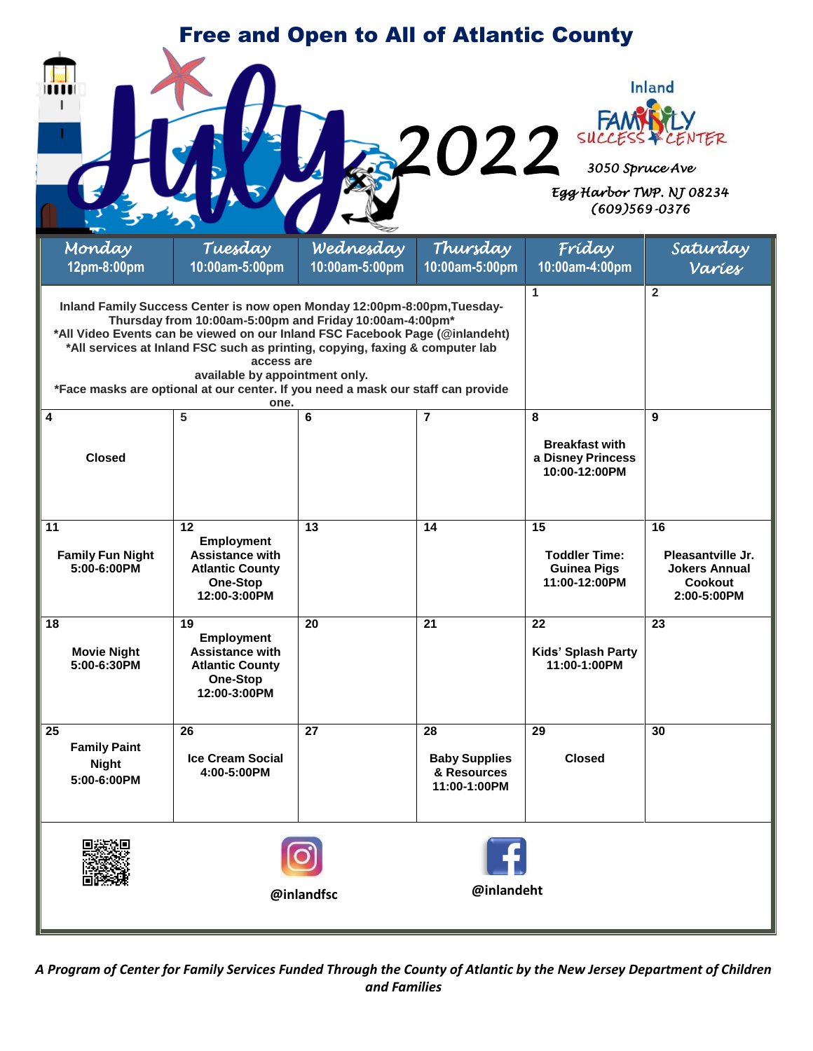# Free and Open to All of Atlantic County

# July 2022

**Inland Family Success Center**
*3050 Spruce Ave*
*Egg Harbor TWP. NJ 08234*
*(609)569-0376*

| Monday 12pm-8:00pm | Tuesday 10:00am-5:00pm | Wednesday 10:00am-5:00pm | Thursday 10:00am-5:00pm | Friday 10:00am-4:00pm | Saturday Varies |
|---|---|---|---|---|---|
| **Inland Family Success Center is now open Monday 12:00pm-8:00pm,Tuesday-Thursday from 10:00am-5:00pm and Friday 10:00am-4:00pm*** **\*All Video Events can be viewed on our Inland FSC Facebook Page (@inlandeht)** **\*All services at Inland FSC such as printing, copying, faxing & computer lab access are available by appointment only.** **\*Face masks are optional at our center. If you need a mask our staff can provide one.** | | | | **1** | **2** |
| **4** **Closed** | **5** | **6** | **7** | **8** **Breakfast with a Disney Princess 10:00-12:00PM** | **9** |
| **11** **Family Fun Night 5:00-6:00PM** | **12** **Employment Assistance with Atlantic County One-Stop 12:00-3:00PM** | **13** | **14** | **15** **Toddler Time: Guinea Pigs 11:00-12:00PM** | **16** **Pleasantville Jr. Jokers Annual Cookout 2:00-5:00PM** |
| **18** **Movie Night 5:00-6:30PM** | **19** **Employment Assistance with Atlantic County One-Stop 12:00-3:00PM** | **20** | **21** | **22** **Kids' Splash Party 11:00-1:00PM** | **23** |
| **25** **Family Paint Night 5:00-6:00PM** | **26** **Ice Cream Social 4:00-5:00PM** | **27** | **28** **Baby Supplies & Resources 11:00-1:00PM** | **29** **Closed** | **30** |

**@inlandfsc** **@inlandeht**

*A Program of Center for Family Services Funded Through the County of Atlantic by the New Jersey Department of Children and Families*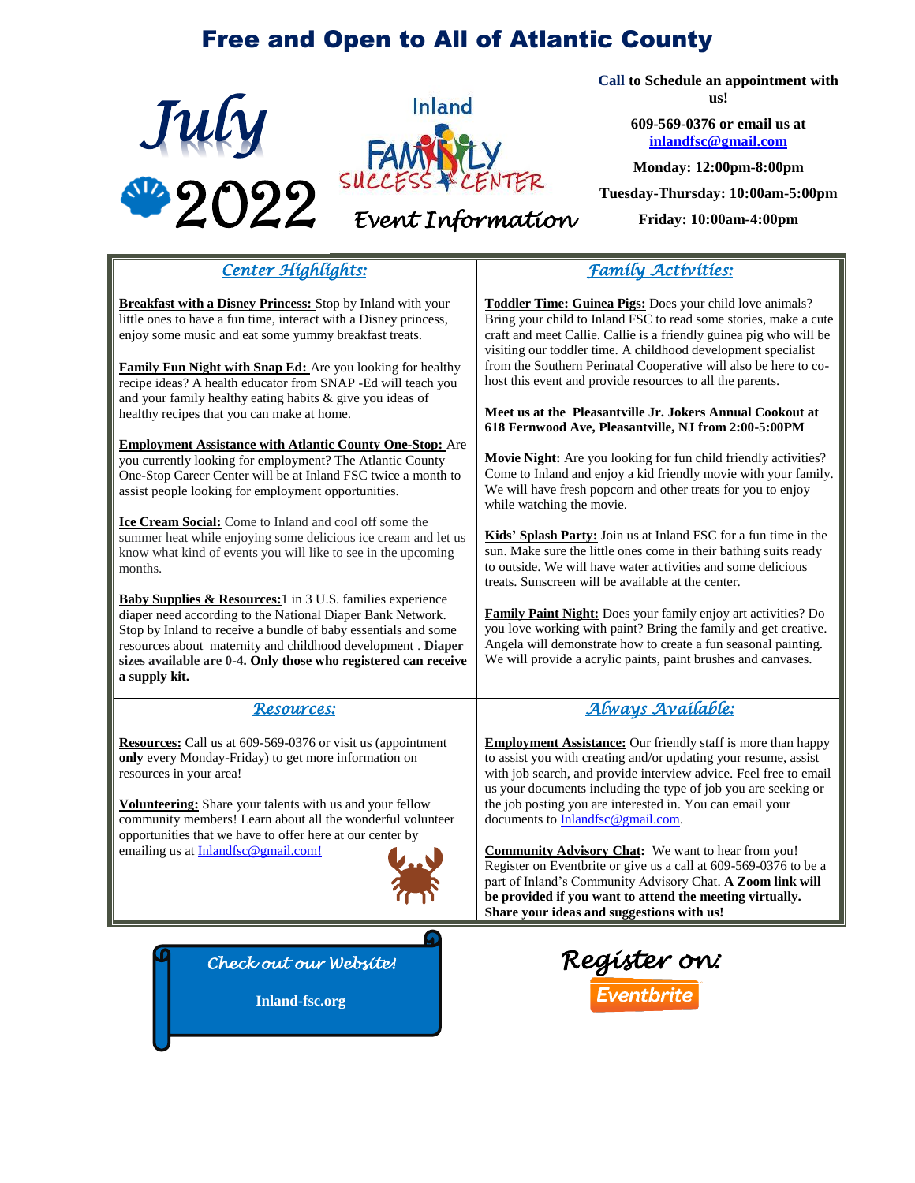# Free and Open to All of Atlantic County

**July 2022**

Inland FAMILY SUCCESS CENTER

*Event Information*

**Call to Schedule an appointment with us!**

**609-569-0376 or email us at inlandfsc@gmail.com**

**Monday: 12:00pm-8:00pm**

**Tuesday-Thursday: 10:00am-5:00pm**

**Friday: 10:00am-4:00pm**

## *Center Highlights:*

**Breakfast with a Disney Princess:** Stop by Inland with your little ones to have a fun time, interact with a Disney princess, enjoy some music and eat some yummy breakfast treats.

**Family Fun Night with Snap Ed:** Are you looking for healthy recipe ideas? A health educator from SNAP -Ed will teach you and your family healthy eating habits & give you ideas of healthy recipes that you can make at home.

**Employment Assistance with Atlantic County One-Stop:** Are you currently looking for employment? The Atlantic County One-Stop Career Center will be at Inland FSC twice a month to assist people looking for employment opportunities.

**Ice Cream Social:** Come to Inland and cool off some the summer heat while enjoying some delicious ice cream and let us know what kind of events you will like to see in the upcoming months.

**Baby Supplies & Resources:** 1 in 3 U.S. families experience diaper need according to the National Diaper Bank Network. Stop by Inland to receive a bundle of baby essentials and some resources about maternity and childhood development . **Diaper sizes available are 0-4. Only those who registered can receive a supply kit.**

## *Family Activities:*

**Toddler Time: Guinea Pigs:** Does your child love animals? Bring your child to Inland FSC to read some stories, make a cute craft and meet Callie. Callie is a friendly guinea pig who will be visiting our toddler time. A childhood development specialist from the Southern Perinatal Cooperative will also be here to co-host this event and provide resources to all the parents.

**Meet us at the Pleasantville Jr. Jokers Annual Cookout at 618 Fernwood Ave, Pleasantville, NJ from 2:00-5:00PM**

**Movie Night:** Are you looking for fun child friendly activities? Come to Inland and enjoy a kid friendly movie with your family. We will have fresh popcorn and other treats for you to enjoy while watching the movie.

**Kids' Splash Party:** Join us at Inland FSC for a fun time in the sun. Make sure the little ones come in their bathing suits ready to outside. We will have water activities and some delicious treats. Sunscreen will be available at the center.

**Family Paint Night:** Does your family enjoy art activities? Do you love working with paint? Bring the family and get creative. Angela will demonstrate how to create a fun seasonal painting. We will provide a acrylic paints, paint brushes and canvases.

## *Resources:*

**Resources:** Call us at 609-569-0376 or visit us (appointment **only** every Monday-Friday) to get more information on resources in your area!

**Volunteering:** Share your talents with us and your fellow community members! Learn about all the wonderful volunteer opportunities that we have to offer here at our center by emailing us at Inlandfsc@gmail.com!

## *Always Available:*

**Employment Assistance:** Our friendly staff is more than happy to assist you with creating and/or updating your resume, assist with job search, and provide interview advice. Feel free to email us your documents including the type of job you are seeking or the job posting you are interested in. You can email your documents to Inlandfsc@gmail.com.

**Community Advisory Chat:** We want to hear from you! Register on Eventbrite or give us a call at 609-569-0376 to be a part of Inland's Community Advisory Chat. **A Zoom link will be provided if you want to attend the meeting virtually. Share your ideas and suggestions with us!**

*Check out our Website!*

**Inland-fsc.org**

*Register on:* Eventbrite